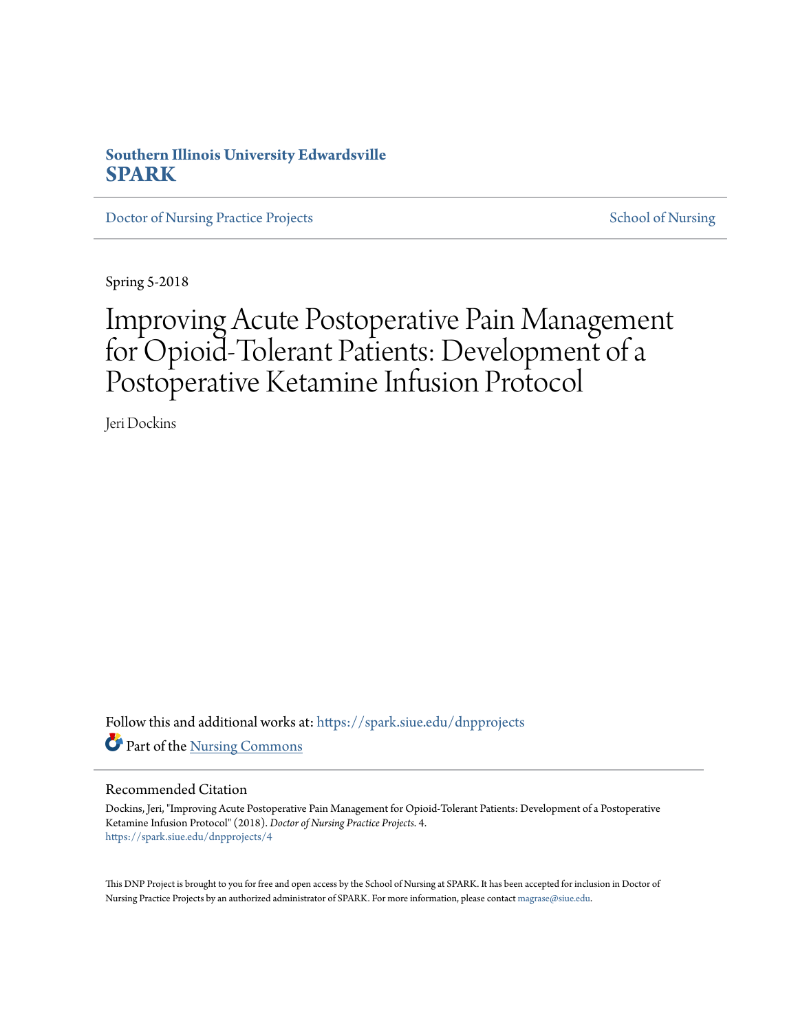**Southern Illinois University Edwardsville**
**SPARK**

Doctor of Nursing Practice Projects | School of Nursing

Spring 5-2018

# Improving Acute Postoperative Pain Management for Opioid-Tolerant Patients: Development of a Postoperative Ketamine Infusion Protocol

Jeri Dockins

Follow this and additional works at: https://spark.siue.edu/dnpprojects

Part of the Nursing Commons

## Recommended Citation

Dockins, Jeri, "Improving Acute Postoperative Pain Management for Opioid-Tolerant Patients: Development of a Postoperative Ketamine Infusion Protocol" (2018). *Doctor of Nursing Practice Projects*. 4.
https://spark.siue.edu/dnpprojects/4

This DNP Project is brought to you for free and open access by the School of Nursing at SPARK. It has been accepted for inclusion in Doctor of Nursing Practice Projects by an authorized administrator of SPARK. For more information, please contact magrase@siue.edu.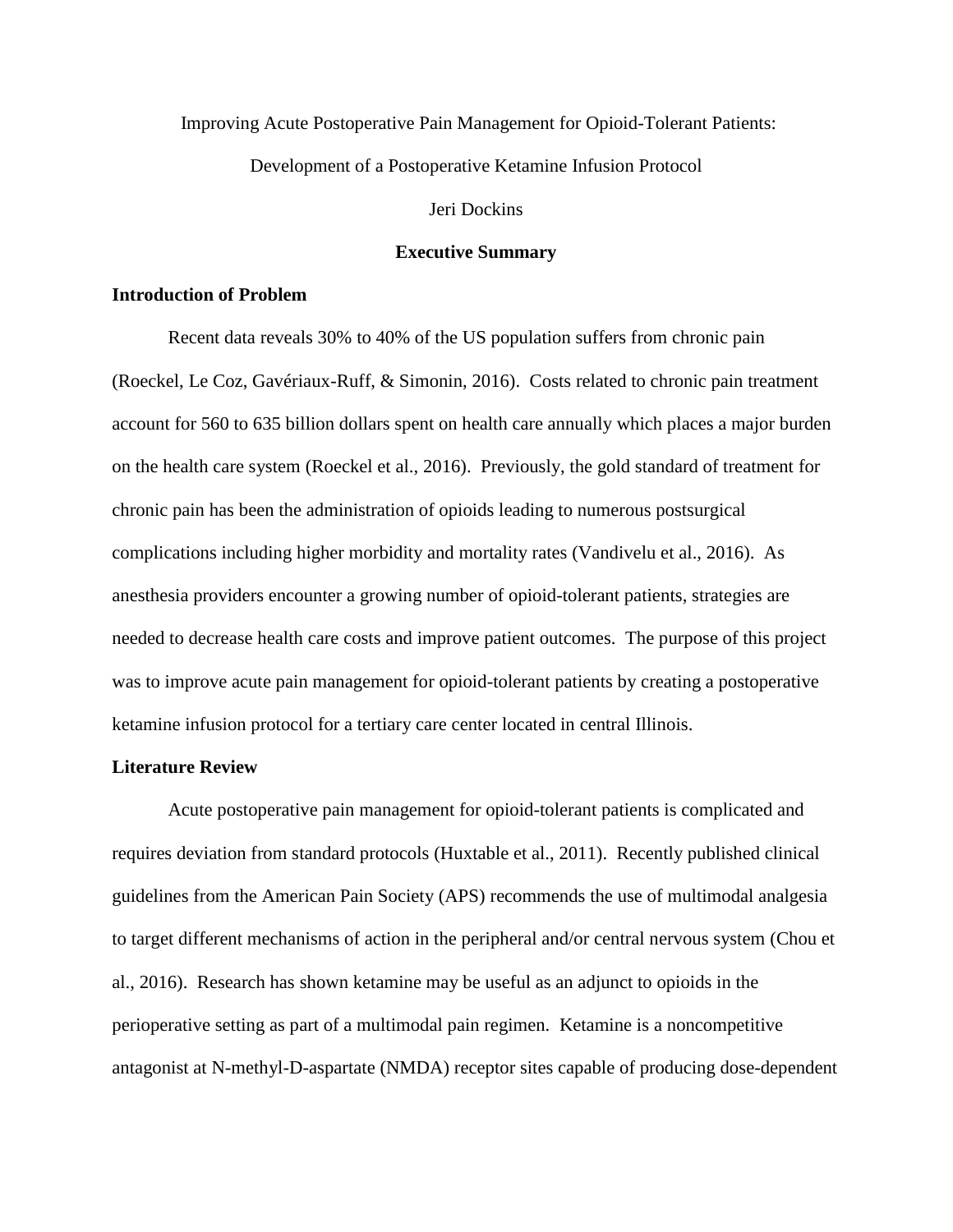Improving Acute Postoperative Pain Management for Opioid-Tolerant Patients:

Development of a Postoperative Ketamine Infusion Protocol

Jeri Dockins

# Executive Summary

## Introduction of Problem

Recent data reveals 30% to 40% of the US population suffers from chronic pain (Roeckel, Le Coz, Gavériaux-Ruff, & Simonin, 2016). Costs related to chronic pain treatment account for 560 to 635 billion dollars spent on health care annually which places a major burden on the health care system (Roeckel et al., 2016). Previously, the gold standard of treatment for chronic pain has been the administration of opioids leading to numerous postsurgical complications including higher morbidity and mortality rates (Vandivelu et al., 2016). As anesthesia providers encounter a growing number of opioid-tolerant patients, strategies are needed to decrease health care costs and improve patient outcomes. The purpose of this project was to improve acute pain management for opioid-tolerant patients by creating a postoperative ketamine infusion protocol for a tertiary care center located in central Illinois.

## Literature Review

Acute postoperative pain management for opioid-tolerant patients is complicated and requires deviation from standard protocols (Huxtable et al., 2011). Recently published clinical guidelines from the American Pain Society (APS) recommends the use of multimodal analgesia to target different mechanisms of action in the peripheral and/or central nervous system (Chou et al., 2016). Research has shown ketamine may be useful as an adjunct to opioids in the perioperative setting as part of a multimodal pain regimen. Ketamine is a noncompetitive antagonist at N-methyl-D-aspartate (NMDA) receptor sites capable of producing dose-dependent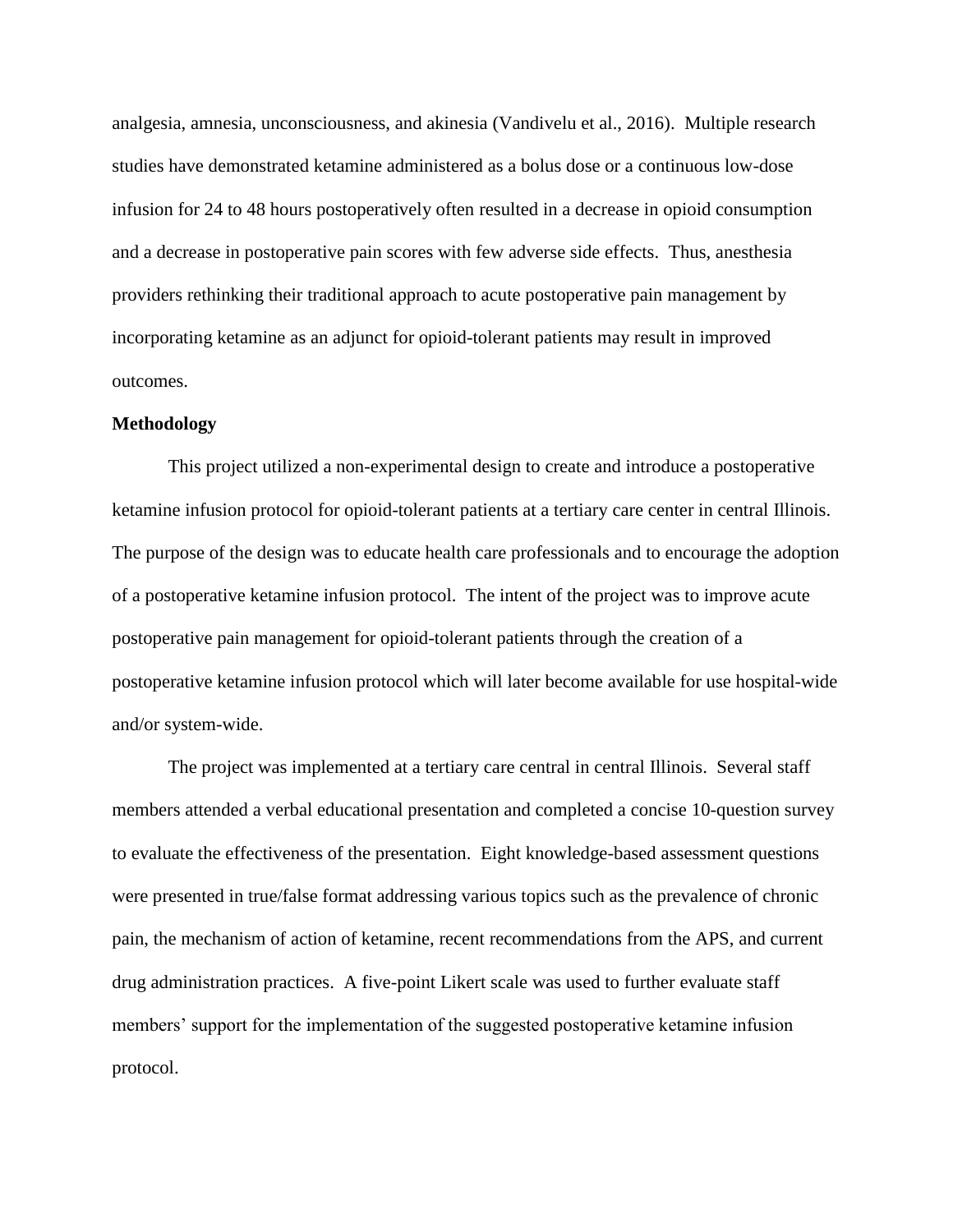analgesia, amnesia, unconsciousness, and akinesia (Vandivelu et al., 2016). Multiple research studies have demonstrated ketamine administered as a bolus dose or a continuous low-dose infusion for 24 to 48 hours postoperatively often resulted in a decrease in opioid consumption and a decrease in postoperative pain scores with few adverse side effects. Thus, anesthesia providers rethinking their traditional approach to acute postoperative pain management by incorporating ketamine as an adjunct for opioid-tolerant patients may result in improved outcomes.

**Methodology**

This project utilized a non-experimental design to create and introduce a postoperative ketamine infusion protocol for opioid-tolerant patients at a tertiary care center in central Illinois. The purpose of the design was to educate health care professionals and to encourage the adoption of a postoperative ketamine infusion protocol. The intent of the project was to improve acute postoperative pain management for opioid-tolerant patients through the creation of a postoperative ketamine infusion protocol which will later become available for use hospital-wide and/or system-wide.

The project was implemented at a tertiary care central in central Illinois. Several staff members attended a verbal educational presentation and completed a concise 10-question survey to evaluate the effectiveness of the presentation. Eight knowledge-based assessment questions were presented in true/false format addressing various topics such as the prevalence of chronic pain, the mechanism of action of ketamine, recent recommendations from the APS, and current drug administration practices. A five-point Likert scale was used to further evaluate staff members' support for the implementation of the suggested postoperative ketamine infusion protocol.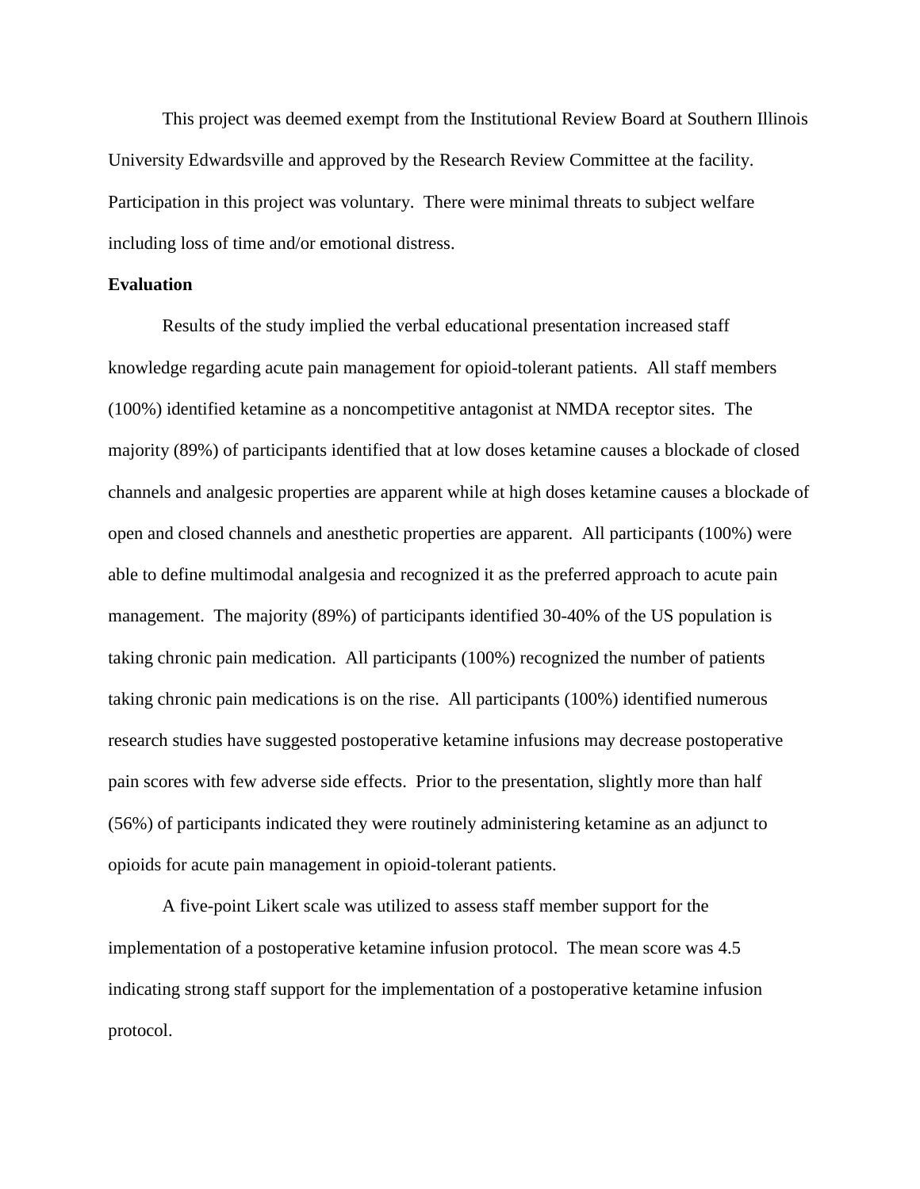This project was deemed exempt from the Institutional Review Board at Southern Illinois University Edwardsville and approved by the Research Review Committee at the facility. Participation in this project was voluntary. There were minimal threats to subject welfare including loss of time and/or emotional distress.

**Evaluation**

Results of the study implied the verbal educational presentation increased staff knowledge regarding acute pain management for opioid-tolerant patients. All staff members (100%) identified ketamine as a noncompetitive antagonist at NMDA receptor sites. The majority (89%) of participants identified that at low doses ketamine causes a blockade of closed channels and analgesic properties are apparent while at high doses ketamine causes a blockade of open and closed channels and anesthetic properties are apparent. All participants (100%) were able to define multimodal analgesia and recognized it as the preferred approach to acute pain management. The majority (89%) of participants identified 30-40% of the US population is taking chronic pain medication. All participants (100%) recognized the number of patients taking chronic pain medications is on the rise. All participants (100%) identified numerous research studies have suggested postoperative ketamine infusions may decrease postoperative pain scores with few adverse side effects. Prior to the presentation, slightly more than half (56%) of participants indicated they were routinely administering ketamine as an adjunct to opioids for acute pain management in opioid-tolerant patients.

A five-point Likert scale was utilized to assess staff member support for the implementation of a postoperative ketamine infusion protocol. The mean score was 4.5 indicating strong staff support for the implementation of a postoperative ketamine infusion protocol.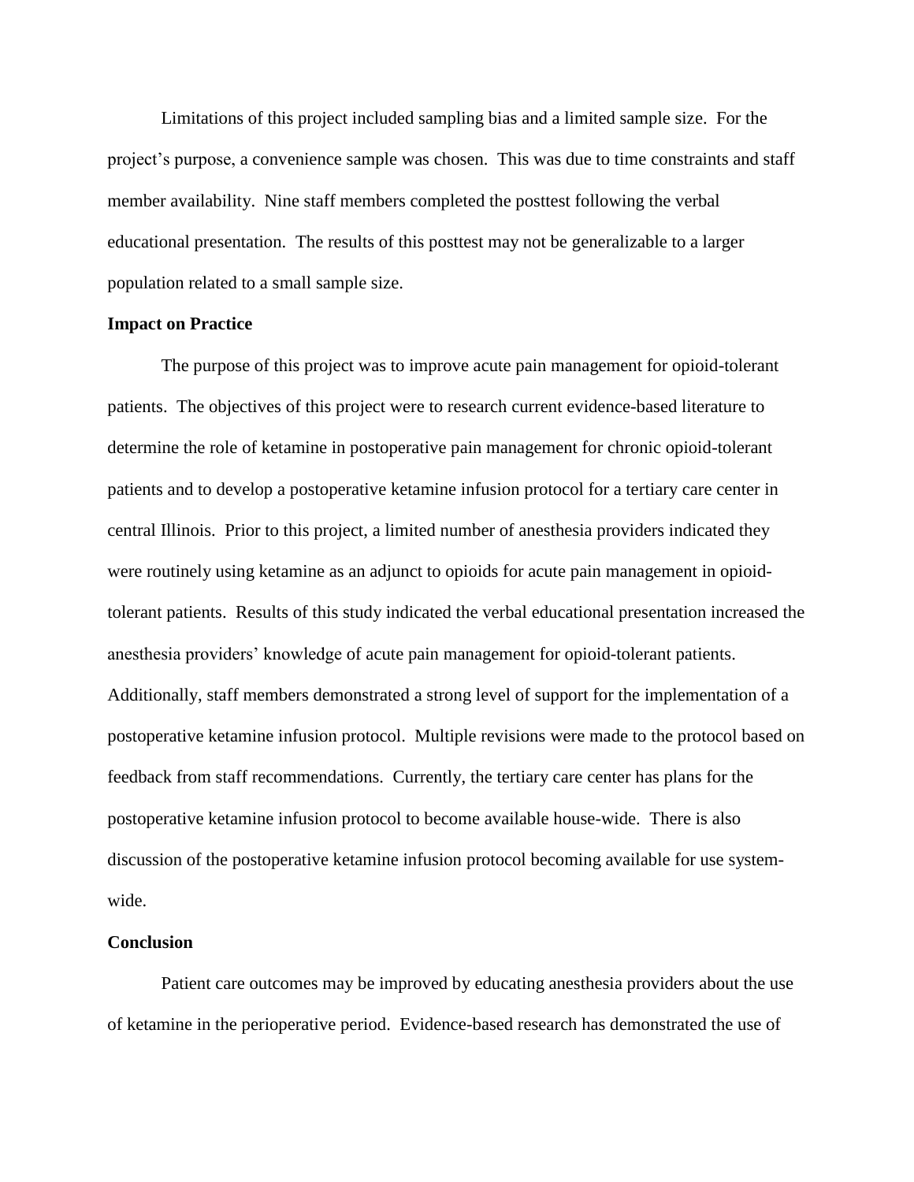Limitations of this project included sampling bias and a limited sample size. For the project's purpose, a convenience sample was chosen. This was due to time constraints and staff member availability. Nine staff members completed the posttest following the verbal educational presentation. The results of this posttest may not be generalizable to a larger population related to a small sample size.

## Impact on Practice

The purpose of this project was to improve acute pain management for opioid-tolerant patients. The objectives of this project were to research current evidence-based literature to determine the role of ketamine in postoperative pain management for chronic opioid-tolerant patients and to develop a postoperative ketamine infusion protocol for a tertiary care center in central Illinois. Prior to this project, a limited number of anesthesia providers indicated they were routinely using ketamine as an adjunct to opioids for acute pain management in opioid-tolerant patients. Results of this study indicated the verbal educational presentation increased the anesthesia providers' knowledge of acute pain management for opioid-tolerant patients. Additionally, staff members demonstrated a strong level of support for the implementation of a postoperative ketamine infusion protocol. Multiple revisions were made to the protocol based on feedback from staff recommendations. Currently, the tertiary care center has plans for the postoperative ketamine infusion protocol to become available house-wide. There is also discussion of the postoperative ketamine infusion protocol becoming available for use system-wide.

## Conclusion

Patient care outcomes may be improved by educating anesthesia providers about the use of ketamine in the perioperative period. Evidence-based research has demonstrated the use of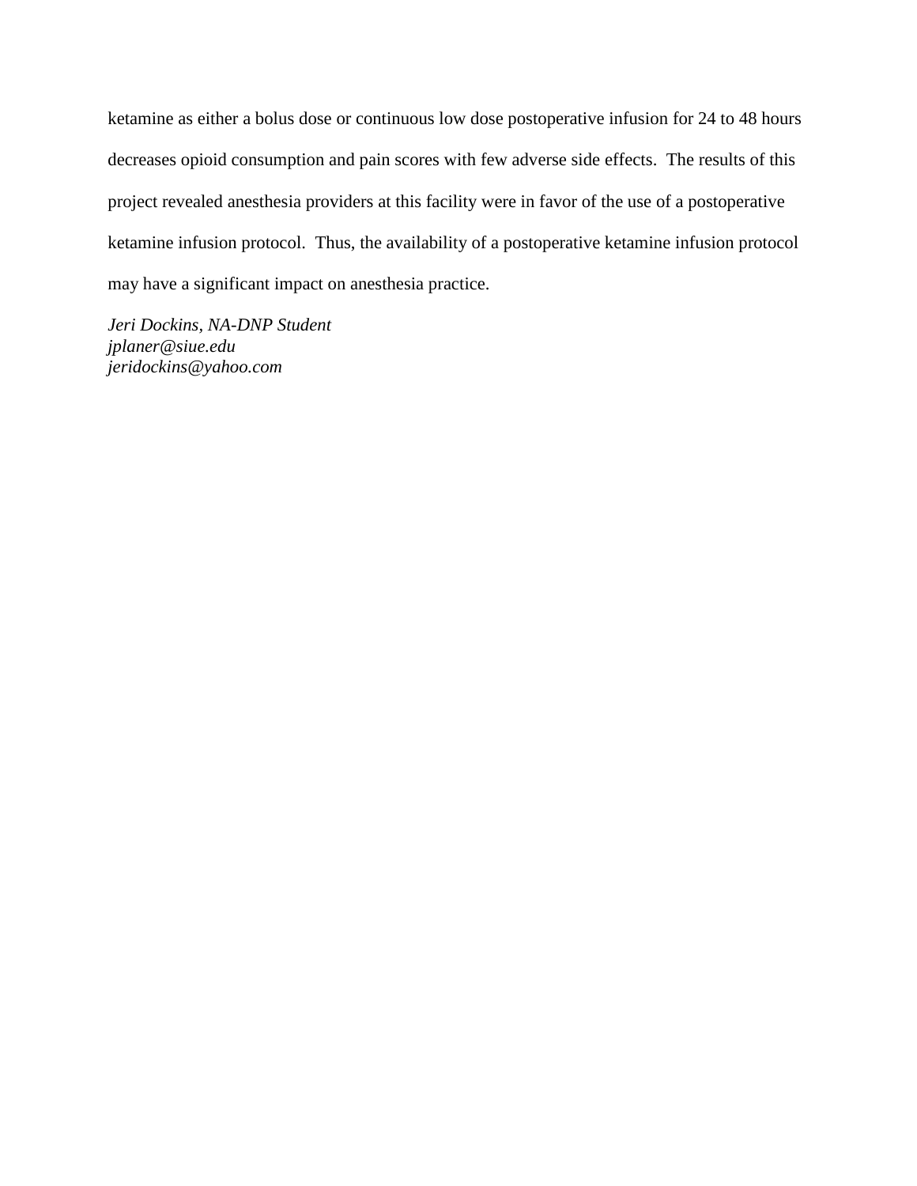ketamine as either a bolus dose or continuous low dose postoperative infusion for 24 to 48 hours decreases opioid consumption and pain scores with few adverse side effects. The results of this project revealed anesthesia providers at this facility were in favor of the use of a postoperative ketamine infusion protocol. Thus, the availability of a postoperative ketamine infusion protocol may have a significant impact on anesthesia practice.

*Jeri Dockins, NA-DNP Student*
*jplaner@siue.edu*
*jeridockins@yahoo.com*